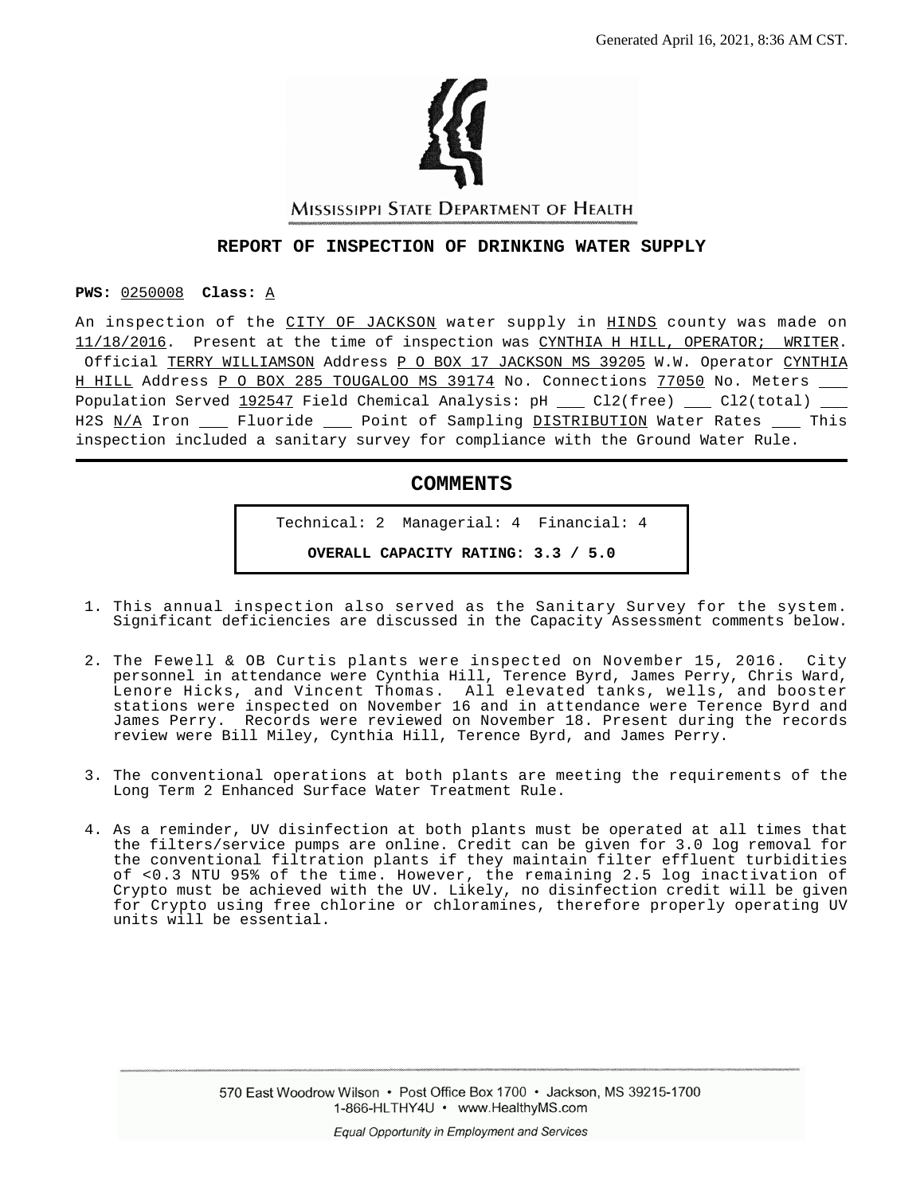Generated April 16, 2021, 8:36 AM CST.

MISSISSIPPI STATE DEPARTMENT OF HEALTH

## REPORT OF INSPECTION OF DRINKING WATER SUPPLY

**PWS:** 0250008 **Class:** A

An inspection of the CITY OF JACKSON water supply in HINDS county was made on 11/18/2016. Present at the time of inspection was CYNTHIA H HILL, OPERATOR; WRITER. Official TERRY WILLIAMSON Address P O BOX 17 JACKSON MS 39205 W.W. Operator CYNTHIA H HILL Address P O BOX 285 TOUGALOO MS 39174 No. Connections 77050 No. Meters ___ Population Served 192547 Field Chemical Analysis: pH ___ Cl2(free) ___ Cl2(total) ___ H2S N/A Iron ___ Fluoride ___ Point of Sampling DISTRIBUTION Water Rates ___ This inspection included a sanitary survey for compliance with the Ground Water Rule.

## COMMENTS

Technical: 2 Managerial: 4 Financial: 4

**OVERALL CAPACITY RATING: 3.3 / 5.0**

1. This annual inspection also served as the Sanitary Survey for the system. Significant deficiencies are discussed in the Capacity Assessment comments below.

2. The Fewell & OB Curtis plants were inspected on November 15, 2016. City personnel in attendance were Cynthia Hill, Terence Byrd, James Perry, Chris Ward, Lenore Hicks, and Vincent Thomas. All elevated tanks, wells, and booster stations were inspected on November 16 and in attendance were Terence Byrd and James Perry. Records were reviewed on November 18. Present during the records review were Bill Miley, Cynthia Hill, Terence Byrd, and James Perry.

3. The conventional operations at both plants are meeting the requirements of the Long Term 2 Enhanced Surface Water Treatment Rule.

4. As a reminder, UV disinfection at both plants must be operated at all times that the filters/service pumps are online. Credit can be given for 3.0 log removal for the conventional filtration plants if they maintain filter effluent turbidities of <0.3 NTU 95% of the time. However, the remaining 2.5 log inactivation of Crypto must be achieved with the UV. Likely, no disinfection credit will be given for Crypto using free chlorine or chloramines, therefore properly operating UV units will be essential.

570 East Woodrow Wilson • Post Office Box 1700 • Jackson, MS 39215-1700
1-866-HLTHY4U • www.HealthyMS.com

*Equal Opportunity in Employment and Services*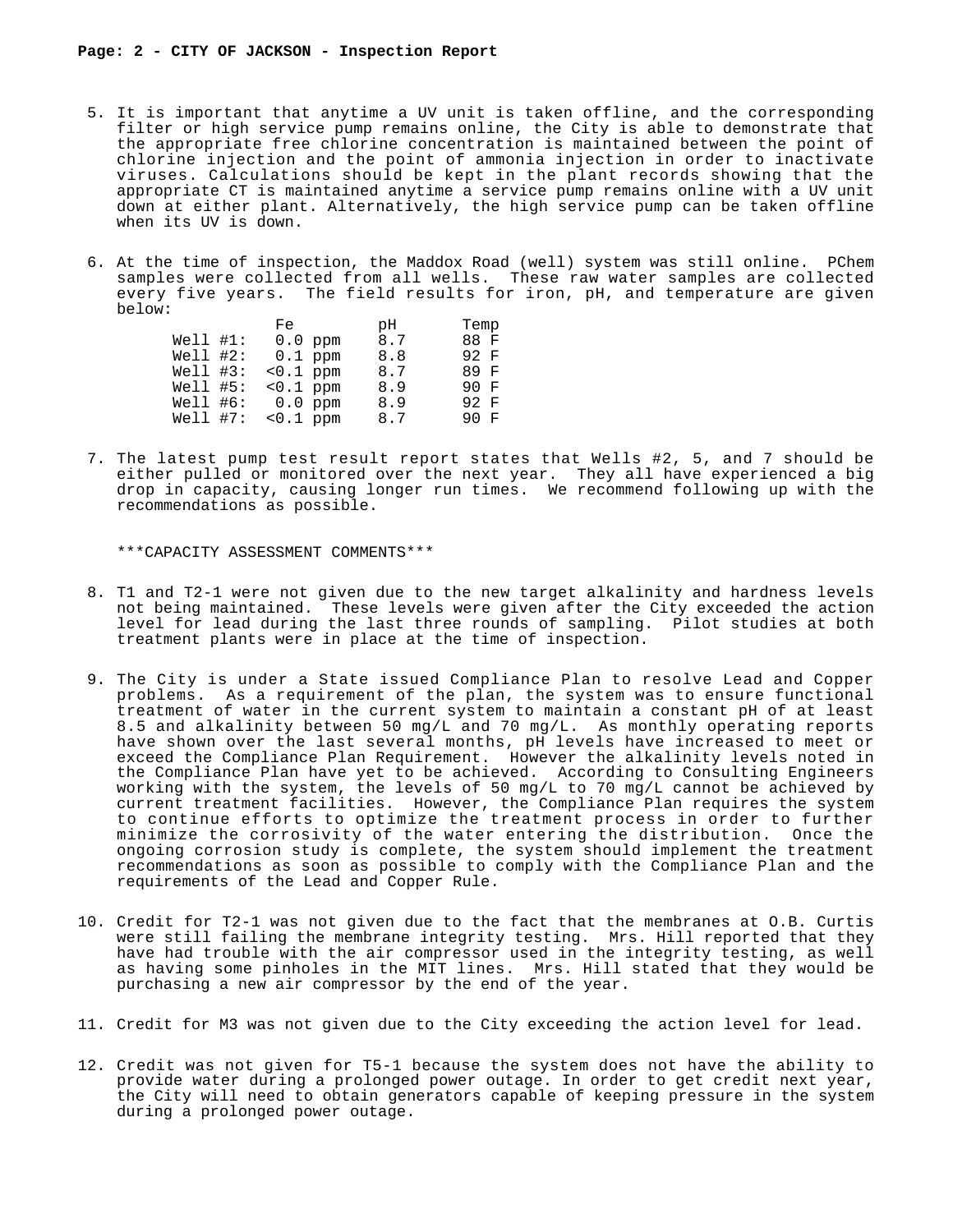5. It is important that anytime a UV unit is taken offline, and the corresponding filter or high service pump remains online, the City is able to demonstrate that the appropriate free chlorine concentration is maintained between the point of chlorine injection and the point of ammonia injection in order to inactivate viruses. Calculations should be kept in the plant records showing that the appropriate CT is maintained anytime a service pump remains online with a UV unit down at either plant. Alternatively, the high service pump can be taken offline when its UV is down.

6. At the time of inspection, the Maddox Road (well) system was still online. PChem samples were collected from all wells. These raw water samples are collected every five years. The field results for iron, pH, and temperature are given below:

| | Fe | pH | Temp |
|---|---|---|---|
| Well #1: | 0.0 ppm | 8.7 | 88 F |
| Well #2: | 0.1 ppm | 8.8 | 92 F |
| Well #3: | <0.1 ppm | 8.7 | 89 F |
| Well #5: | <0.1 ppm | 8.9 | 90 F |
| Well #6: | 0.0 ppm | 8.9 | 92 F |
| Well #7: | <0.1 ppm | 8.7 | 90 F |

7. The latest pump test result report states that Wells #2, 5, and 7 should be either pulled or monitored over the next year. They all have experienced a big drop in capacity, causing longer run times. We recommend following up with the recommendations as possible.

***CAPACITY ASSESSMENT COMMENTS***

8. T1 and T2-1 were not given due to the new target alkalinity and hardness levels not being maintained. These levels were given after the City exceeded the action level for lead during the last three rounds of sampling. Pilot studies at both treatment plants were in place at the time of inspection.

9. The City is under a State issued Compliance Plan to resolve Lead and Copper problems. As a requirement of the plan, the system was to ensure functional treatment of water in the current system to maintain a constant pH of at least 8.5 and alkalinity between 50 mg/L and 70 mg/L. As monthly operating reports have shown over the last several months, pH levels have increased to meet or exceed the Compliance Plan Requirement. However the alkalinity levels noted in the Compliance Plan have yet to be achieved. According to Consulting Engineers working with the system, the levels of 50 mg/L to 70 mg/L cannot be achieved by current treatment facilities. However, the Compliance Plan requires the system to continue efforts to optimize the treatment process in order to further minimize the corrosivity of the water entering the distribution. Once the ongoing corrosion study is complete, the system should implement the treatment recommendations as soon as possible to comply with the Compliance Plan and the requirements of the Lead and Copper Rule.

10. Credit for T2-1 was not given due to the fact that the membranes at O.B. Curtis were still failing the membrane integrity testing. Mrs. Hill reported that they have had trouble with the air compressor used in the integrity testing, as well as having some pinholes in the MIT lines. Mrs. Hill stated that they would be purchasing a new air compressor by the end of the year.

11. Credit for M3 was not given due to the City exceeding the action level for lead.

12. Credit was not given for T5-1 because the system does not have the ability to provide water during a prolonged power outage. In order to get credit next year, the City will need to obtain generators capable of keeping pressure in the system during a prolonged power outage.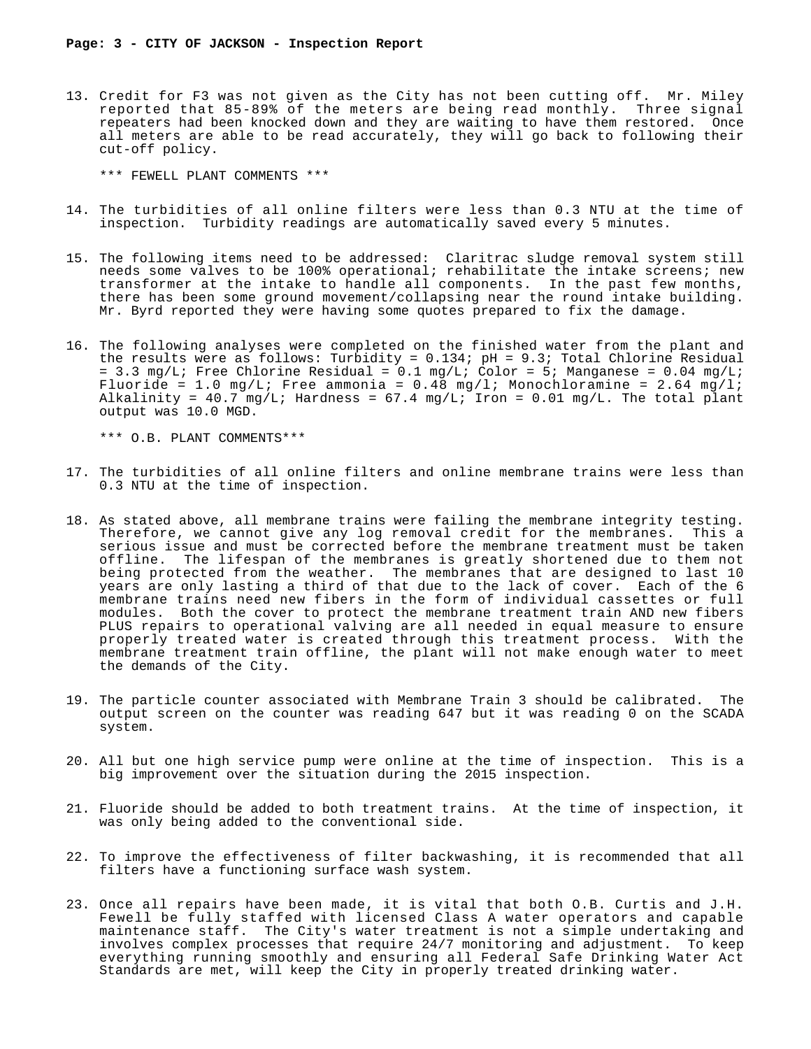13. Credit for F3 was not given as the City has not been cutting off. Mr. Miley reported that 85-89% of the meters are being read monthly. Three signal repeaters had been knocked down and they are waiting to have them restored. Once all meters are able to be read accurately, they will go back to following their cut-off policy.

    *** FEWELL PLANT COMMENTS ***

14. The turbidities of all online filters were less than 0.3 NTU at the time of inspection. Turbidity readings are automatically saved every 5 minutes.

15. The following items need to be addressed: Claritrac sludge removal system still needs some valves to be 100% operational; rehabilitate the intake screens; new transformer at the intake to handle all components. In the past few months, there has been some ground movement/collapsing near the round intake building. Mr. Byrd reported they were having some quotes prepared to fix the damage.

16. The following analyses were completed on the finished water from the plant and the results were as follows: Turbidity = 0.134; pH = 9.3; Total Chlorine Residual = 3.3 mg/L; Free Chlorine Residual = 0.1 mg/L; Color = 5; Manganese = 0.04 mg/L; Fluoride = 1.0 mg/L; Free ammonia = 0.48 mg/l; Monochloramine = 2.64 mg/l; Alkalinity = 40.7 mg/L; Hardness = 67.4 mg/L; Iron = 0.01 mg/L. The total plant output was 10.0 MGD.

    *** O.B. PLANT COMMENTS***

17. The turbidities of all online filters and online membrane trains were less than 0.3 NTU at the time of inspection.

18. As stated above, all membrane trains were failing the membrane integrity testing. Therefore, we cannot give any log removal credit for the membranes. This a serious issue and must be corrected before the membrane treatment must be taken offline. The lifespan of the membranes is greatly shortened due to them not being protected from the weather. The membranes that are designed to last 10 years are only lasting a third of that due to the lack of cover. Each of the 6 membrane trains need new fibers in the form of individual cassettes or full modules. Both the cover to protect the membrane treatment train AND new fibers PLUS repairs to operational valving are all needed in equal measure to ensure properly treated water is created through this treatment process. With the membrane treatment train offline, the plant will not make enough water to meet the demands of the City.

19. The particle counter associated with Membrane Train 3 should be calibrated. The output screen on the counter was reading 647 but it was reading 0 on the SCADA system.

20. All but one high service pump were online at the time of inspection. This is a big improvement over the situation during the 2015 inspection.

21. Fluoride should be added to both treatment trains. At the time of inspection, it was only being added to the conventional side.

22. To improve the effectiveness of filter backwashing, it is recommended that all filters have a functioning surface wash system.

23. Once all repairs have been made, it is vital that both O.B. Curtis and J.H. Fewell be fully staffed with licensed Class A water operators and capable maintenance staff. The City's water treatment is not a simple undertaking and involves complex processes that require 24/7 monitoring and adjustment. To keep everything running smoothly and ensuring all Federal Safe Drinking Water Act Standards are met, will keep the City in properly treated drinking water.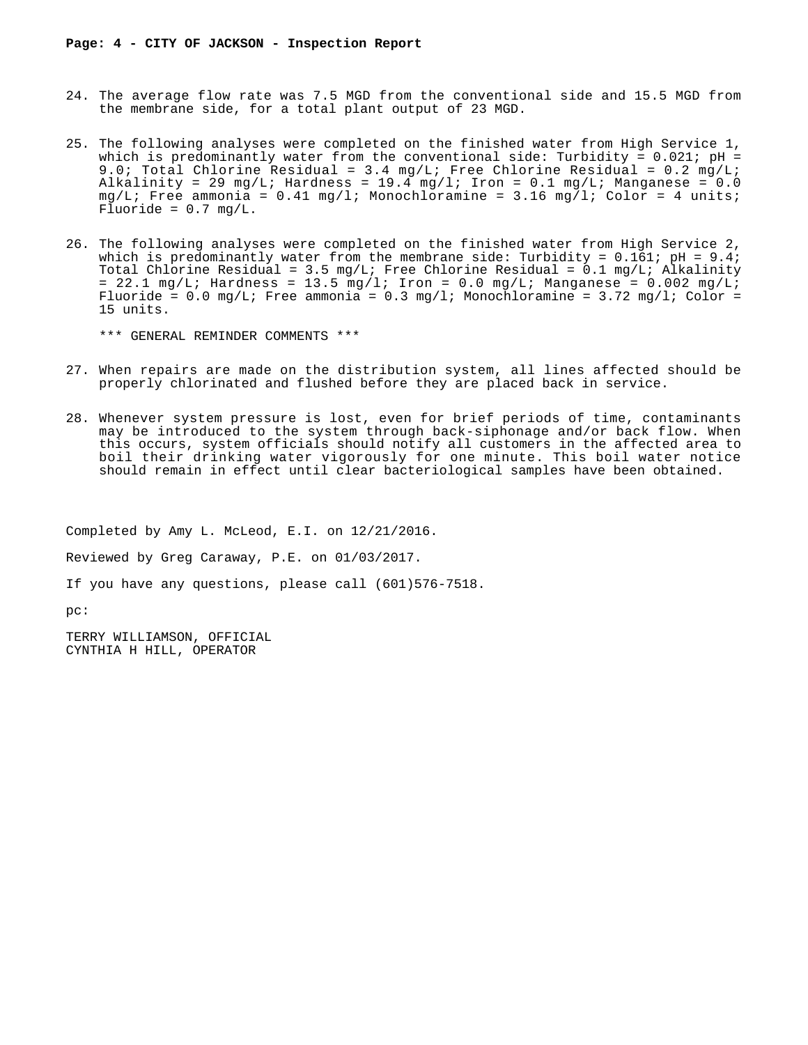24. The average flow rate was 7.5 MGD from the conventional side and 15.5 MGD from the membrane side, for a total plant output of 23 MGD.

25. The following analyses were completed on the finished water from High Service 1, which is predominantly water from the conventional side: Turbidity = 0.021; pH = 9.0; Total Chlorine Residual = 3.4 mg/L; Free Chlorine Residual = 0.2 mg/L; Alkalinity = 29 mg/L; Hardness = 19.4 mg/l; Iron = 0.1 mg/L; Manganese = 0.0 mg/L; Free ammonia = 0.41 mg/l; Monochloramine = 3.16 mg/l; Color = 4 units; Fluoride = 0.7 mg/L.

26. The following analyses were completed on the finished water from High Service 2, which is predominantly water from the membrane side: Turbidity = 0.161; pH = 9.4; Total Chlorine Residual = 3.5 mg/L; Free Chlorine Residual = 0.1 mg/L; Alkalinity = 22.1 mg/L; Hardness = 13.5 mg/l; Iron = 0.0 mg/L; Manganese = 0.002 mg/L; Fluoride = 0.0 mg/L; Free ammonia = 0.3 mg/l; Monochloramine = 3.72 mg/l; Color = 15 units.

*** GENERAL REMINDER COMMENTS ***

27. When repairs are made on the distribution system, all lines affected should be properly chlorinated and flushed before they are placed back in service.

28. Whenever system pressure is lost, even for brief periods of time, contaminants may be introduced to the system through back-siphonage and/or back flow. When this occurs, system officials should notify all customers in the affected area to boil their drinking water vigorously for one minute. This boil water notice should remain in effect until clear bacteriological samples have been obtained.

Completed by Amy L. McLeod, E.I. on 12/21/2016.

Reviewed by Greg Caraway, P.E. on 01/03/2017.

If you have any questions, please call (601)576-7518.

pc:

TERRY WILLIAMSON, OFFICIAL
CYNTHIA H HILL, OPERATOR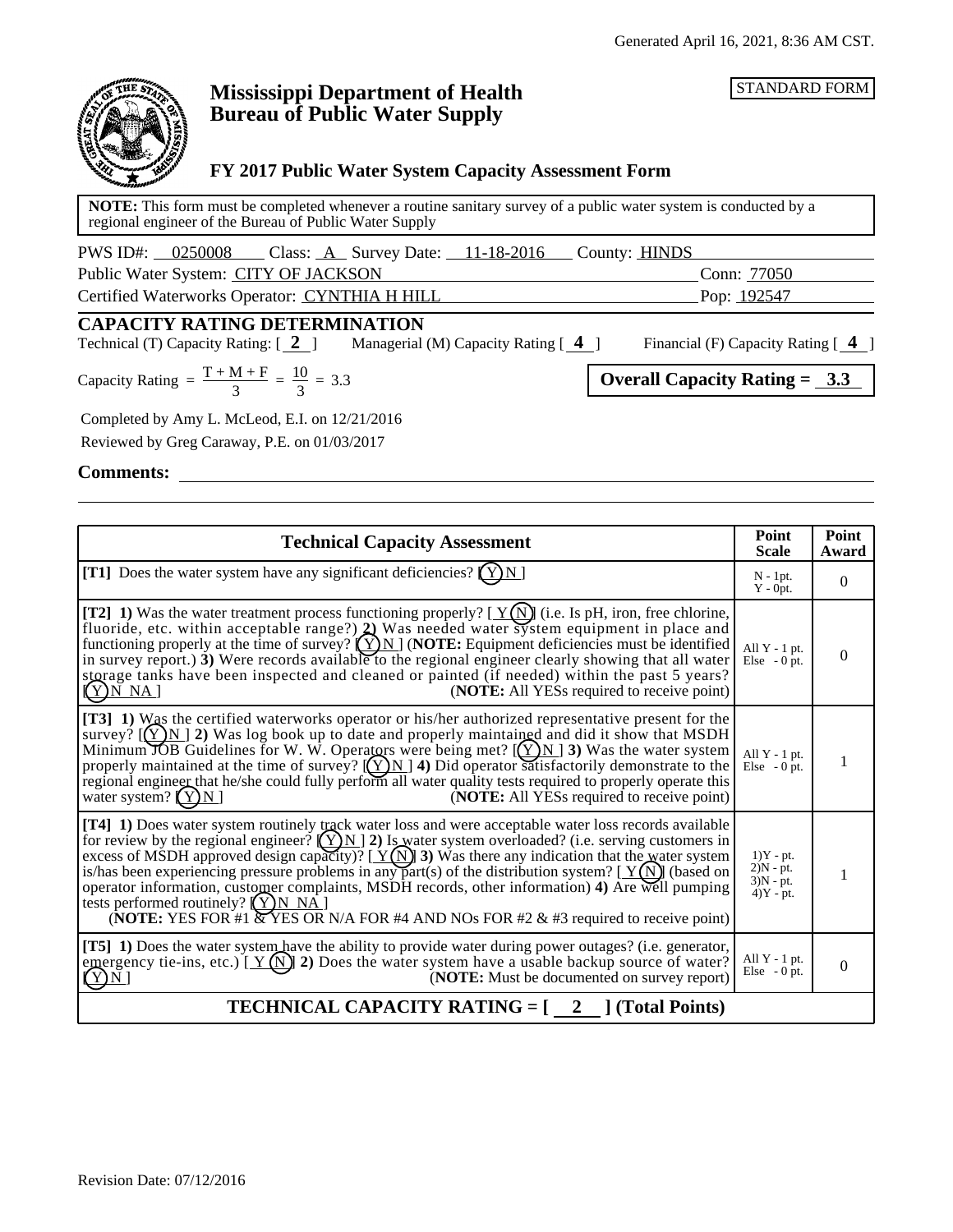Generated April 16, 2021, 8:36 AM CST.

STANDARD FORM

# Mississippi Department of Health
# Bureau of Public Water Supply

## FY 2017 Public Water System Capacity Assessment Form

**NOTE:** This form must be completed whenever a routine sanitary survey of a public water system is conducted by a regional engineer of the Bureau of Public Water Supply

PWS ID#: 0250008 Class: A Survey Date: 11-18-2016 County: HINDS

Public Water System: CITY OF JACKSON Conn: 77050

Certified Waterworks Operator: CYNTHIA H HILL Pop: 192547

## CAPACITY RATING DETERMINATION

Technical (T) Capacity Rating: [ **2** ] Managerial (M) Capacity Rating [ **4** ] Financial (F) Capacity Rating [ **4** ]

Capacity Rating $= \frac{T + M + F}{3} = \frac{10}{3} = 3.3$

**Overall Capacity Rating = 3.3**

Completed by Amy L. McLeod, E.I. on 12/21/2016

Reviewed by Greg Caraway, P.E. on 01/03/2017

**Comments:**

| Technical Capacity Assessment | Point Scale | Point Award |
|---|---|---|
| **[T1]** Does the water system have any significant deficiencies? [ (Y) N ] | N - 1pt. Y - 0pt. | 0 |
| **[T2] 1)** Was the water treatment process functioning properly? [ Y (N) ] (i.e. Is pH, iron, free chlorine, fluoride, etc. within acceptable range?) **2)** Was needed water system equipment in place and functioning properly at the time of survey? [ (Y) N ] (**NOTE:** Equipment deficiencies must be identified in survey report.) **3)** Were records available to the regional engineer clearly showing that all water storage tanks have been inspected and cleaned or painted (if needed) within the past 5 years? [ (Y) N NA ] (**NOTE:** All YESs required to receive point) | All Y - 1 pt. Else - 0 pt. | 0 |
| **[T3] 1)** Was the certified waterworks operator or his/her authorized representative present for the survey? [ (Y) N ] **2)** Was log book up to date and properly maintained and did it show that MSDH Minimum JOB Guidelines for W. W. Operators were being met? [ (Y) N ] **3)** Was the water system properly maintained at the time of survey? [ (Y) N ] **4)** Did operator satisfactorily demonstrate to the regional engineer that he/she could fully perform all water quality tests required to properly operate this water system? [ (Y) N ] (**NOTE:** All YESs required to receive point) | All Y - 1 pt. Else - 0 pt. | 1 |
| **[T4] 1)** Does water system routinely track water loss and were acceptable water loss records available for review by the regional engineer? [ (Y) N ] **2)** Is water system overloaded? (i.e. serving customers in excess of MSDH approved design capacity)? [ Y (N) ] **3)** Was there any indication that the water system is/has been experiencing pressure problems in any part(s) of the distribution system? [ Y (N) ] (based on operator information, customer complaints, MSDH records, other information) **4)** Are well pumping tests performed routinely? [ (Y) N NA ] (**NOTE:** YES FOR #1 & YES OR N/A FOR #4 AND NOs FOR #2 & #3 required to receive point) | 1)Y - pt. 2)N - pt. 3)N - pt. 4)Y - pt. | 1 |
| **[T5] 1)** Does the water system have the ability to provide water during power outages? (i.e. generator, emergency tie-ins, etc.) [ Y (N) ] **2)** Does the water system have a usable backup source of water? [ (Y) N ] (**NOTE:** Must be documented on survey report) | All Y - 1 pt. Else - 0 pt. | 0 |
| **TECHNICAL CAPACITY RATING = [ 2 ] (Total Points)** | | |

Revision Date: 07/12/2016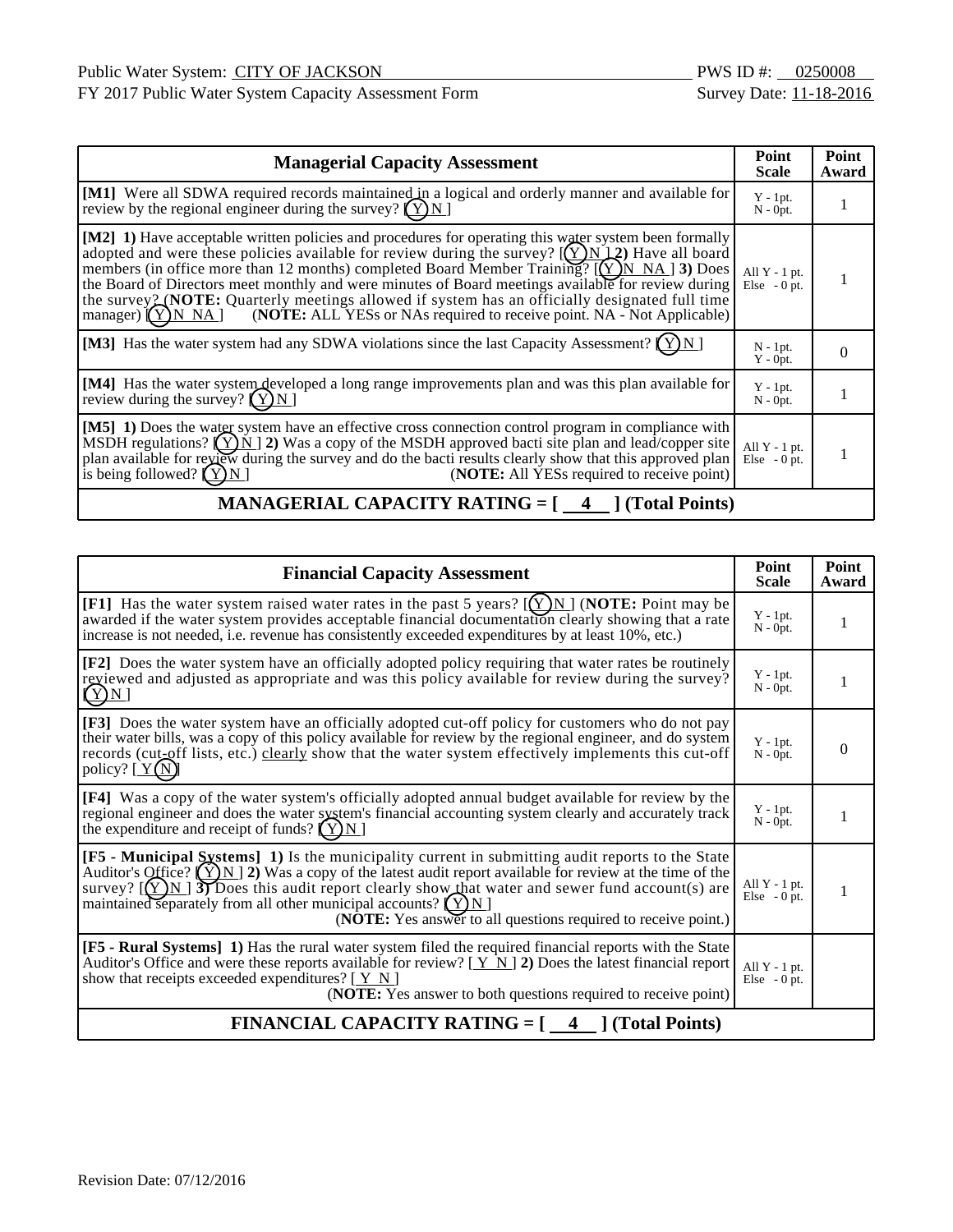Public Water System: CITY OF JACKSON PWS ID #: 0250008

FY 2017 Public Water System Capacity Assessment Form Survey Date: 11-18-2016

| Managerial Capacity Assessment | Point Scale | Point Award |
|---|---|---|
| **[M1]** Were all SDWA required records maintained in a logical and orderly manner and available for review by the regional engineer during the survey? [(Y) N ] | Y - 1pt. N - 0pt. | 1 |
| **[M2] 1)** Have acceptable written policies and procedures for operating this water system been formally adopted and were these policies available for review during the survey? [(Y) N ] **2)** Have all board members (in office more than 12 months) completed Board Member Training? [(Y) N NA ] **3)** Does the Board of Directors meet monthly and were minutes of Board meetings available for review during the survey? (**NOTE:** Quarterly meetings allowed if system has an officially designated full time manager) [(Y) N NA ] (**NOTE:** ALL YESs or NAs required to receive point. NA - Not Applicable) | All Y - 1 pt. Else - 0 pt. | 1 |
| **[M3]** Has the water system had any SDWA violations since the last Capacity Assessment? [(Y) N ] | N - 1pt. Y - 0pt. | 0 |
| **[M4]** Has the water system developed a long range improvements plan and was this plan available for review during the survey? [(Y) N ] | Y - 1pt. N - 0pt. | 1 |
| **[M5] 1)** Does the water system have an effective cross connection control program in compliance with MSDH regulations? [(Y) N ] **2)** Was a copy of the MSDH approved bacti site plan and lead/copper site plan available for review during the survey and do the bacti results clearly show that this approved plan is being followed? [(Y) N ] (**NOTE:** All YESs required to receive point) | All Y - 1 pt. Else - 0 pt. | 1 |
| **MANAGERIAL CAPACITY RATING = [ 4 ] (Total Points)** | | |

| Financial Capacity Assessment | Point Scale | Point Award |
|---|---|---|
| **[F1]** Has the water system raised water rates in the past 5 years? [(Y) N ] (**NOTE:** Point may be awarded if the water system provides acceptable financial documentation clearly showing that a rate increase is not needed, i.e. revenue has consistently exceeded expenditures by at least 10%, etc.) | Y - 1pt. N - 0pt. | 1 |
| **[F2]** Does the water system have an officially adopted policy requiring that water rates be routinely reviewed and adjusted as appropriate and was this policy available for review during the survey? [(Y) N ] | Y - 1pt. N - 0pt. | 1 |
| **[F3]** Does the water system have an officially adopted cut-off policy for customers who do not pay their water bills, was a copy of this policy available for review by the regional engineer, and do system records (cut-off lists, etc.) clearly show that the water system effectively implements this cut-off policy? [ Y (N)] | Y - 1pt. N - 0pt. | 0 |
| **[F4]** Was a copy of the water system's officially adopted annual budget available for review by the regional engineer and does the water system's financial accounting system clearly and accurately track the expenditure and receipt of funds? [(Y) N ] | Y - 1pt. N - 0pt. | 1 |
| **[F5 - Municipal Systems] 1)** Is the municipality current in submitting audit reports to the State Auditor's Office? [(Y) N ] **2)** Was a copy of the latest audit report available for review at the time of the survey? [(Y) N ] **3)** Does this audit report clearly show that water and sewer fund account(s) are maintained separately from all other municipal accounts? [(Y) N ] (**NOTE:** Yes answer to all questions required to receive point.) | All Y - 1 pt. Else - 0 pt. | 1 |
| **[F5 - Rural Systems] 1)** Has the rural water system filed the required financial reports with the State Auditor's Office and were these reports available for review? [ Y N ] **2)** Does the latest financial report show that receipts exceeded expenditures? [ Y N ] (**NOTE:** Yes answer to both questions required to receive point) | All Y - 1 pt. Else - 0 pt. | |
| **FINANCIAL CAPACITY RATING = [ 4 ] (Total Points)** | | |

Revision Date: 07/12/2016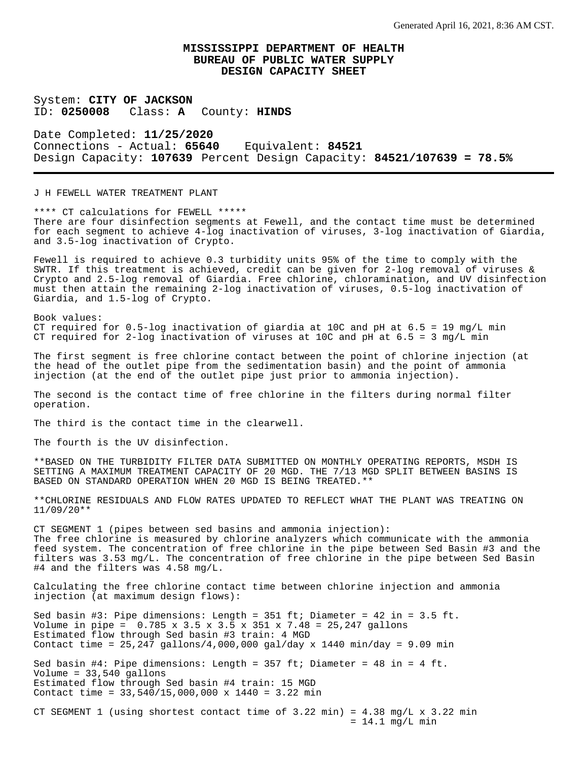Generated April 16, 2021, 8:36 AM CST.

# MISSISSIPPI DEPARTMENT OF HEALTH
## BUREAU OF PUBLIC WATER SUPPLY
## DESIGN CAPACITY SHEET

System: **CITY OF JACKSON**
ID: **0250008** Class: **A** County: **HINDS**

Date Completed: **11/25/2020**
Connections - Actual: **65640** Equivalent: **84521**
Design Capacity: **107639** Percent Design Capacity: **84521/107639 = 78.5%**

---

J H FEWELL WATER TREATMENT PLANT

**** CT calculations for FEWELL *****
There are four disinfection segments at Fewell, and the contact time must be determined for each segment to achieve 4-log inactivation of viruses, 3-log inactivation of Giardia, and 3.5-log inactivation of Crypto.

Fewell is required to achieve 0.3 turbidity units 95% of the time to comply with the SWTR. If this treatment is achieved, credit can be given for 2-log removal of viruses & Crypto and 2.5-log removal of Giardia. Free chlorine, chloramination, and UV disinfection must then attain the remaining 2-log inactivation of viruses, 0.5-log inactivation of Giardia, and 1.5-log of Crypto.

Book values:
CT required for 0.5-log inactivation of giardia at 10C and pH at 6.5 = 19 mg/L min
CT required for 2-log inactivation of viruses at 10C and pH at 6.5 = 3 mg/L min

The first segment is free chlorine contact between the point of chlorine injection (at the head of the outlet pipe from the sedimentation basin) and the point of ammonia injection (at the end of the outlet pipe just prior to ammonia injection).

The second is the contact time of free chlorine in the filters during normal filter operation.

The third is the contact time in the clearwell.

The fourth is the UV disinfection.

**BASED ON THE TURBIDITY FILTER DATA SUBMITTED ON MONTHLY OPERATING REPORTS, MSDH IS SETTING A MAXIMUM TREATMENT CAPACITY OF 20 MGD. THE 7/13 MGD SPLIT BETWEEN BASINS IS BASED ON STANDARD OPERATION WHEN 20 MGD IS BEING TREATED.**

**CHLORINE RESIDUALS AND FLOW RATES UPDATED TO REFLECT WHAT THE PLANT WAS TREATING ON 11/09/20**

CT SEGMENT 1 (pipes between sed basins and ammonia injection):
The free chlorine is measured by chlorine analyzers which communicate with the ammonia feed system. The concentration of free chlorine in the pipe between Sed Basin #3 and the filters was 3.53 mg/L. The concentration of free chlorine in the pipe between Sed Basin #4 and the filters was 4.58 mg/L.

Calculating the free chlorine contact time between chlorine injection and ammonia injection (at maximum design flows):

Sed basin #3: Pipe dimensions: Length = 351 ft; Diameter = 42 in = 3.5 ft.
Volume in pipe = 0.785 x 3.5 x 3.5 x 351 x 7.48 = 25,247 gallons
Estimated flow through Sed basin #3 train: 4 MGD
Contact time = 25,247 gallons/4,000,000 gal/day x 1440 min/day = 9.09 min

Sed basin #4: Pipe dimensions: Length = 357 ft; Diameter = 48 in = 4 ft.
Volume = 33,540 gallons
Estimated flow through Sed basin #4 train: 15 MGD
Contact time = 33,540/15,000,000 x 1440 = 3.22 min

CT SEGMENT 1 (using shortest contact time of 3.22 min) = 4.38 mg/L x 3.22 min
= 14.1 mg/L min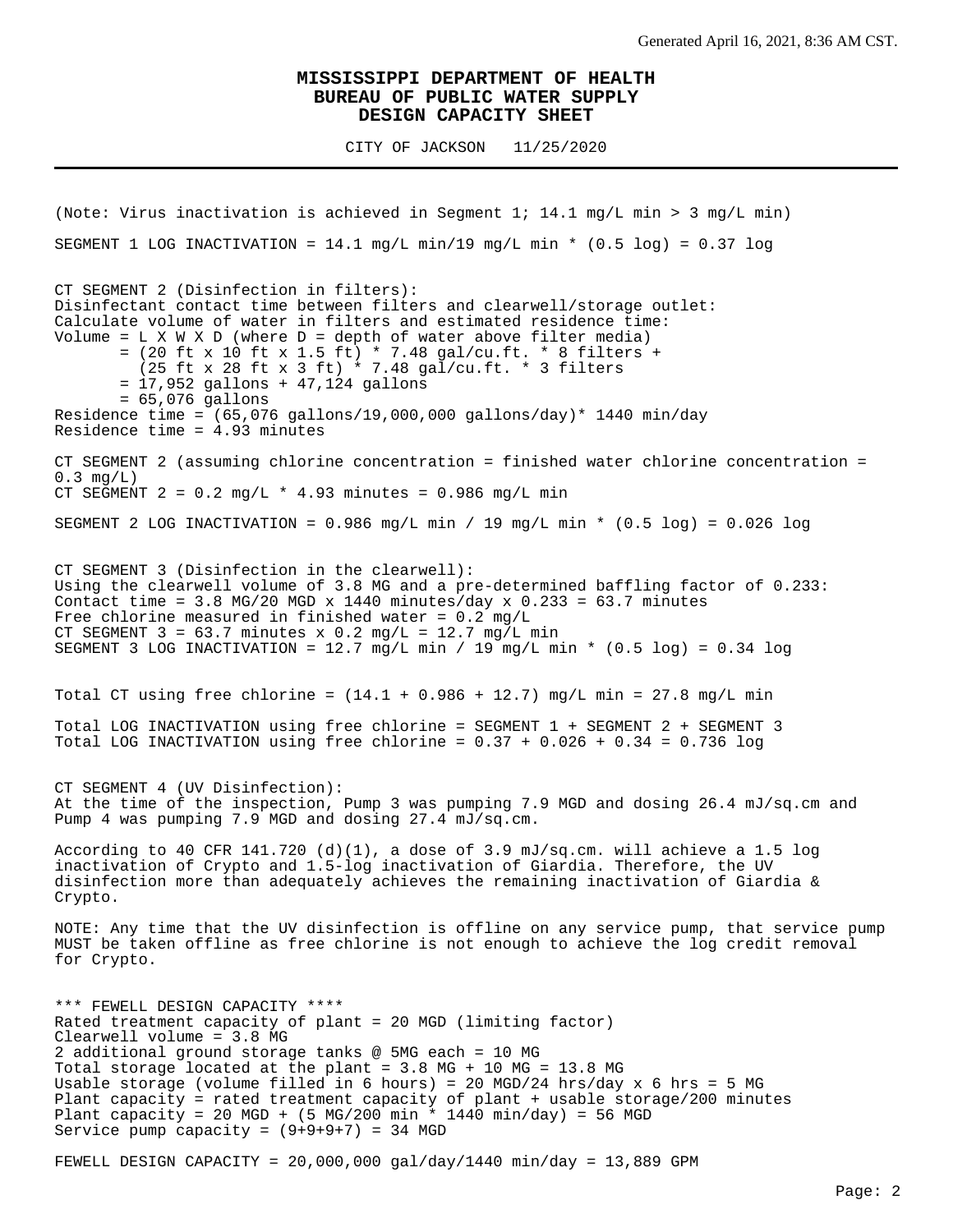# MISSISSIPPI DEPARTMENT OF HEALTH
## BUREAU OF PUBLIC WATER SUPPLY
## DESIGN CAPACITY SHEET

CITY OF JACKSON 11/25/2020

---

(Note: Virus inactivation is achieved in Segment 1; 14.1 mg/L min > 3 mg/L min)

SEGMENT 1 LOG INACTIVATION = 14.1 mg/L min/19 mg/L min * (0.5 log) = 0.37 log

CT SEGMENT 2 (Disinfection in filters):
Disinfectant contact time between filters and clearwell/storage outlet:
Calculate volume of water in filters and estimated residence time:
Volume = L X W X D (where D = depth of water above filter media)
= (20 ft x 10 ft x 1.5 ft) * 7.48 gal/cu.ft. * 8 filters +
(25 ft x 28 ft x 3 ft) * 7.48 gal/cu.ft. * 3 filters
= 17,952 gallons + 47,124 gallons
= 65,076 gallons
Residence time = (65,076 gallons/19,000,000 gallons/day)* 1440 min/day
Residence time = 4.93 minutes

CT SEGMENT 2 (assuming chlorine concentration = finished water chlorine concentration = 0.3 mg/L)
CT SEGMENT 2 = 0.2 mg/L * 4.93 minutes = 0.986 mg/L min

SEGMENT 2 LOG INACTIVATION = 0.986 mg/L min / 19 mg/L min * (0.5 log) = 0.026 log

CT SEGMENT 3 (Disinfection in the clearwell):
Using the clearwell volume of 3.8 MG and a pre-determined baffling factor of 0.233:
Contact time = 3.8 MG/20 MGD x 1440 minutes/day x 0.233 = 63.7 minutes
Free chlorine measured in finished water = 0.2 mg/L
CT SEGMENT 3 = 63.7 minutes x 0.2 mg/L = 12.7 mg/L min
SEGMENT 3 LOG INACTIVATION = 12.7 mg/L min / 19 mg/L min * (0.5 log) = 0.34 log

Total CT using free chlorine = (14.1 + 0.986 + 12.7) mg/L min = 27.8 mg/L min

Total LOG INACTIVATION using free chlorine = SEGMENT 1 + SEGMENT 2 + SEGMENT 3
Total LOG INACTIVATION using free chlorine = 0.37 + 0.026 + 0.34 = 0.736 log

CT SEGMENT 4 (UV Disinfection):
At the time of the inspection, Pump 3 was pumping 7.9 MGD and dosing 26.4 mJ/sq.cm and Pump 4 was pumping 7.9 MGD and dosing 27.4 mJ/sq.cm.

According to 40 CFR 141.720 (d)(1), a dose of 3.9 mJ/sq.cm. will achieve a 1.5 log inactivation of Crypto and 1.5-log inactivation of Giardia. Therefore, the UV disinfection more than adequately achieves the remaining inactivation of Giardia & Crypto.

NOTE: Any time that the UV disinfection is offline on any service pump, that service pump MUST be taken offline as free chlorine is not enough to achieve the log credit removal for Crypto.

*** FEWELL DESIGN CAPACITY ****
Rated treatment capacity of plant = 20 MGD (limiting factor)
Clearwell volume = 3.8 MG
2 additional ground storage tanks @ 5MG each = 10 MG
Total storage located at the plant = 3.8 MG + 10 MG = 13.8 MG
Usable storage (volume filled in 6 hours) = 20 MGD/24 hrs/day x 6 hrs = 5 MG
Plant capacity = rated treatment capacity of plant + usable storage/200 minutes
Plant capacity = 20 MGD + (5 MG/200 min * 1440 min/day) = 56 MGD
Service pump capacity = (9+9+9+7) = 34 MGD

FEWELL DESIGN CAPACITY = 20,000,000 gal/day/1440 min/day = 13,889 GPM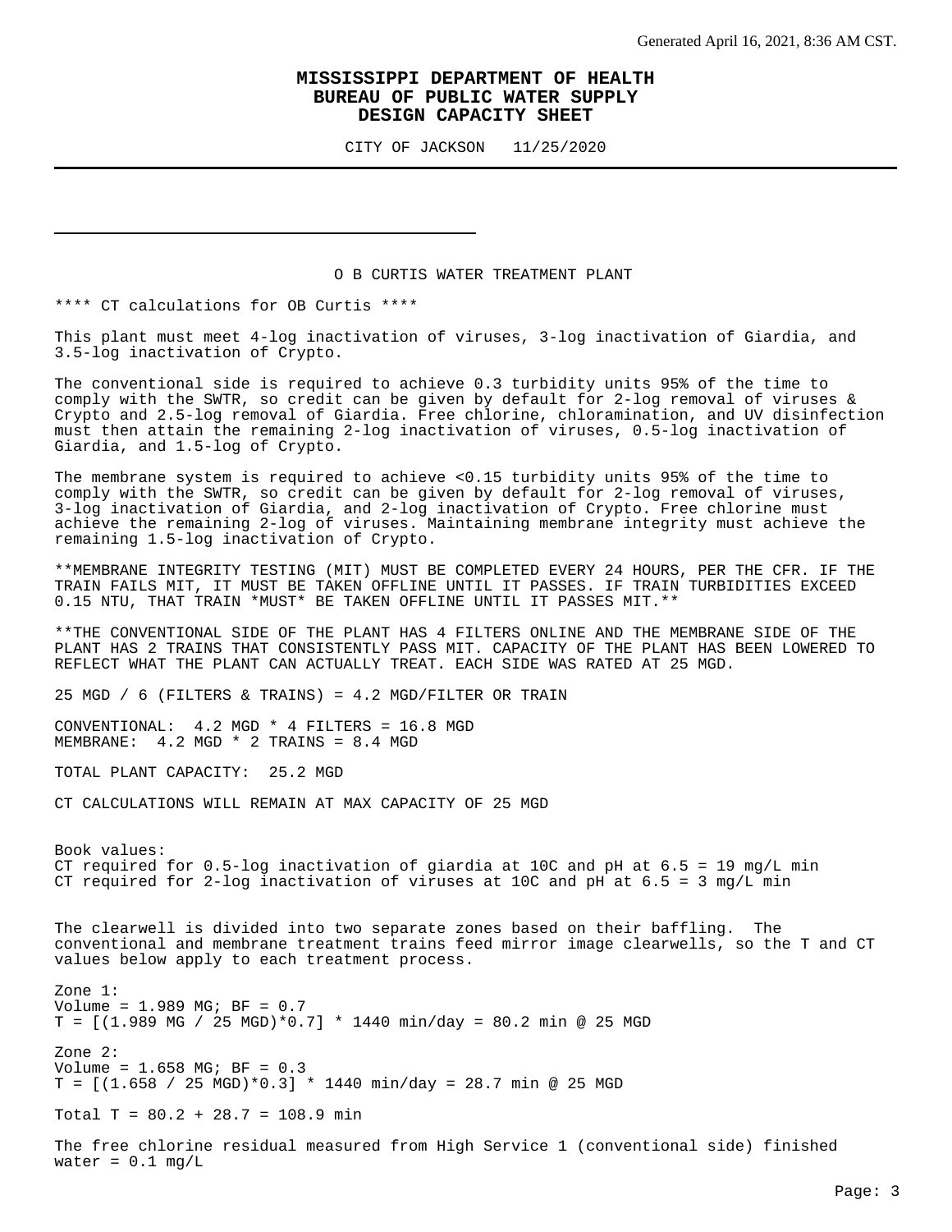"Generated April 16, 2021, 8:36 AM CST." appears top right — likely a running header; omit.

# MISSISSIPPI DEPARTMENT OF HEALTH
## BUREAU OF PUBLIC WATER SUPPLY
## DESIGN CAPACITY SHEET

CITY OF JACKSON 11/25/2020

---

O B CURTIS WATER TREATMENT PLANT

**** CT calculations for OB Curtis ****

This plant must meet 4-log inactivation of viruses, 3-log inactivation of Giardia, and 3.5-log inactivation of Crypto.

The conventional side is required to achieve 0.3 turbidity units 95% of the time to comply with the SWTR, so credit can be given by default for 2-log removal of viruses & Crypto and 2.5-log removal of Giardia. Free chlorine, chloramination, and UV disinfection must then attain the remaining 2-log inactivation of viruses, 0.5-log inactivation of Giardia, and 1.5-log of Crypto.

The membrane system is required to achieve <0.15 turbidity units 95% of the time to comply with the SWTR, so credit can be given by default for 2-log removal of viruses, 3-log inactivation of Giardia, and 2-log inactivation of Crypto. Free chlorine must achieve the remaining 2-log of viruses. Maintaining membrane integrity must achieve the remaining 1.5-log inactivation of Crypto.

**MEMBRANE INTEGRITY TESTING (MIT) MUST BE COMPLETED EVERY 24 HOURS, PER THE CFR. IF THE TRAIN FAILS MIT, IT MUST BE TAKEN OFFLINE UNTIL IT PASSES. IF TRAIN TURBIDITIES EXCEED 0.15 NTU, THAT TRAIN *MUST* BE TAKEN OFFLINE UNTIL IT PASSES MIT.**

**THE CONVENTIONAL SIDE OF THE PLANT HAS 4 FILTERS ONLINE AND THE MEMBRANE SIDE OF THE PLANT HAS 2 TRAINS THAT CONSISTENTLY PASS MIT. CAPACITY OF THE PLANT HAS BEEN LOWERED TO REFLECT WHAT THE PLANT CAN ACTUALLY TREAT. EACH SIDE WAS RATED AT 25 MGD.

25 MGD / 6 (FILTERS & TRAINS) = 4.2 MGD/FILTER OR TRAIN

CONVENTIONAL: 4.2 MGD * 4 FILTERS = 16.8 MGD
MEMBRANE: 4.2 MGD * 2 TRAINS = 8.4 MGD

TOTAL PLANT CAPACITY: 25.2 MGD

CT CALCULATIONS WILL REMAIN AT MAX CAPACITY OF 25 MGD

Book values:
CT required for 0.5-log inactivation of giardia at 10C and pH at 6.5 = 19 mg/L min
CT required for 2-log inactivation of viruses at 10C and pH at 6.5 = 3 mg/L min

The clearwell is divided into two separate zones based on their baffling. The conventional and membrane treatment trains feed mirror image clearwells, so the T and CT values below apply to each treatment process.

Zone 1:
Volume = 1.989 MG; BF = 0.7
T = [(1.989 MG / 25 MGD)*0.7] * 1440 min/day = 80.2 min @ 25 MGD

Zone 2:
Volume = 1.658 MG; BF = 0.3
T = [(1.658 / 25 MGD)*0.3] * 1440 min/day = 28.7 min @ 25 MGD

Total T = 80.2 + 28.7 = 108.9 min

The free chlorine residual measured from High Service 1 (conventional side) finished water = 0.1 mg/L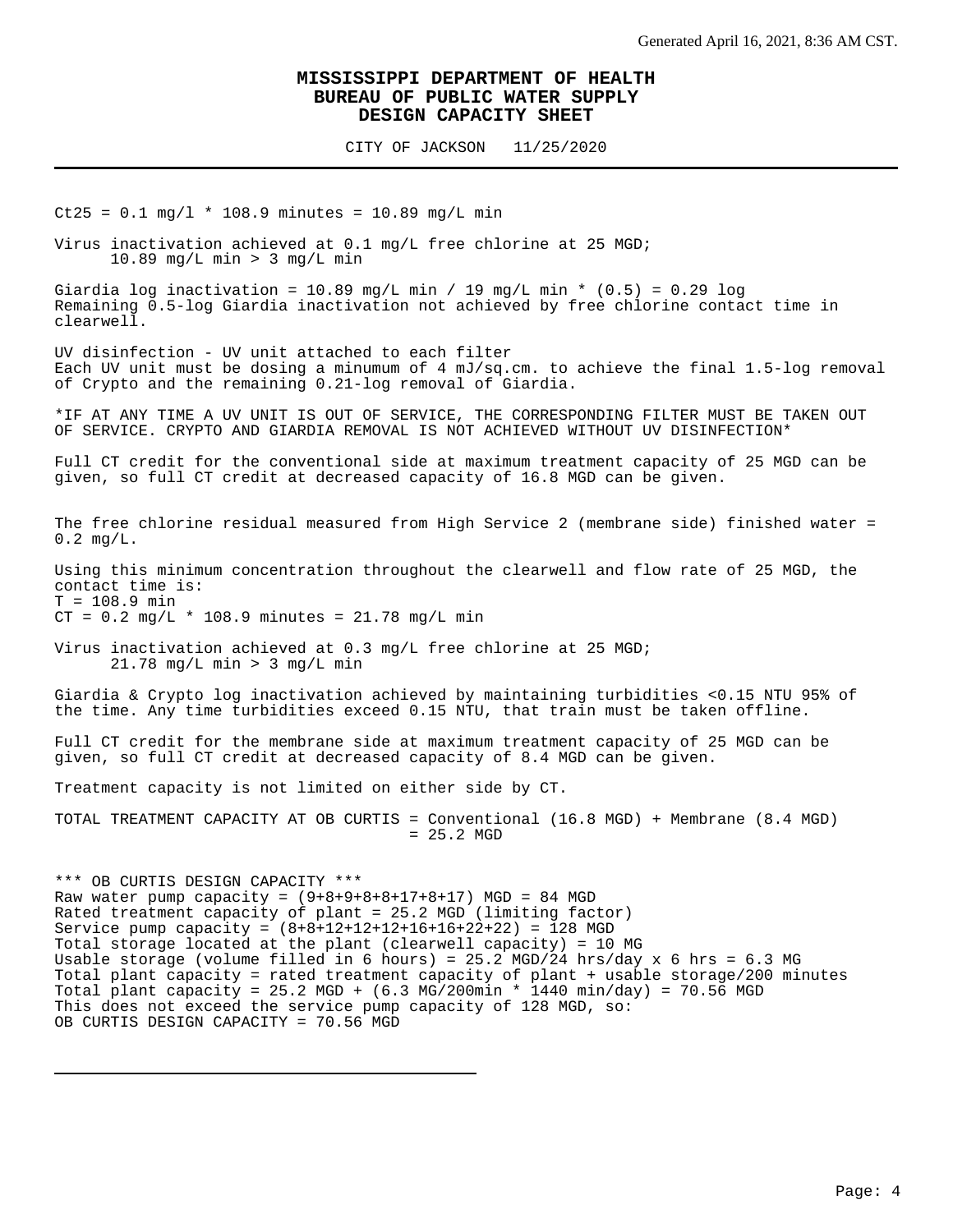# MISSISSIPPI DEPARTMENT OF HEALTH
## BUREAU OF PUBLIC WATER SUPPLY
## DESIGN CAPACITY SHEET

CITY OF JACKSON 11/25/2020

---

Ct25 = 0.1 mg/l * 108.9 minutes = 10.89 mg/L min

Virus inactivation achieved at 0.1 mg/L free chlorine at 25 MGD;
10.89 mg/L min > 3 mg/L min

Giardia log inactivation = 10.89 mg/L min / 19 mg/L min * (0.5) = 0.29 log
Remaining 0.5-log Giardia inactivation not achieved by free chlorine contact time in clearwell.

UV disinfection - UV unit attached to each filter
Each UV unit must be dosing a minumum of 4 mJ/sq.cm. to achieve the final 1.5-log removal of Crypto and the remaining 0.21-log removal of Giardia.

*IF AT ANY TIME A UV UNIT IS OUT OF SERVICE, THE CORRESPONDING FILTER MUST BE TAKEN OUT OF SERVICE. CRYPTO AND GIARDIA REMOVAL IS NOT ACHIEVED WITHOUT UV DISINFECTION*

Full CT credit for the conventional side at maximum treatment capacity of 25 MGD can be given, so full CT credit at decreased capacity of 16.8 MGD can be given.

The free chlorine residual measured from High Service 2 (membrane side) finished water = 0.2 mg/L.

Using this minimum concentration throughout the clearwell and flow rate of 25 MGD, the contact time is:
T = 108.9 min
CT = 0.2 mg/L * 108.9 minutes = 21.78 mg/L min

Virus inactivation achieved at 0.3 mg/L free chlorine at 25 MGD;
21.78 mg/L min > 3 mg/L min

Giardia & Crypto log inactivation achieved by maintaining turbidities <0.15 NTU 95% of the time. Any time turbidities exceed 0.15 NTU, that train must be taken offline.

Full CT credit for the membrane side at maximum treatment capacity of 25 MGD can be given, so full CT credit at decreased capacity of 8.4 MGD can be given.

Treatment capacity is not limited on either side by CT.

TOTAL TREATMENT CAPACITY AT OB CURTIS = Conventional (16.8 MGD) + Membrane (8.4 MGD)
= 25.2 MGD

*** OB CURTIS DESIGN CAPACITY ***
Raw water pump capacity = (9+8+9+8+8+17+8+17) MGD = 84 MGD
Rated treatment capacity of plant = 25.2 MGD (limiting factor)
Service pump capacity = (8+8+12+12+12+16+16+22+22) = 128 MGD
Total storage located at the plant (clearwell capacity) = 10 MG
Usable storage (volume filled in 6 hours) = 25.2 MGD/24 hrs/day x 6 hrs = 6.3 MG
Total plant capacity = rated treatment capacity of plant + usable storage/200 minutes
Total plant capacity = 25.2 MGD + (6.3 MG/200min * 1440 min/day) = 70.56 MGD
This does not exceed the service pump capacity of 128 MGD, so:
OB CURTIS DESIGN CAPACITY = 70.56 MGD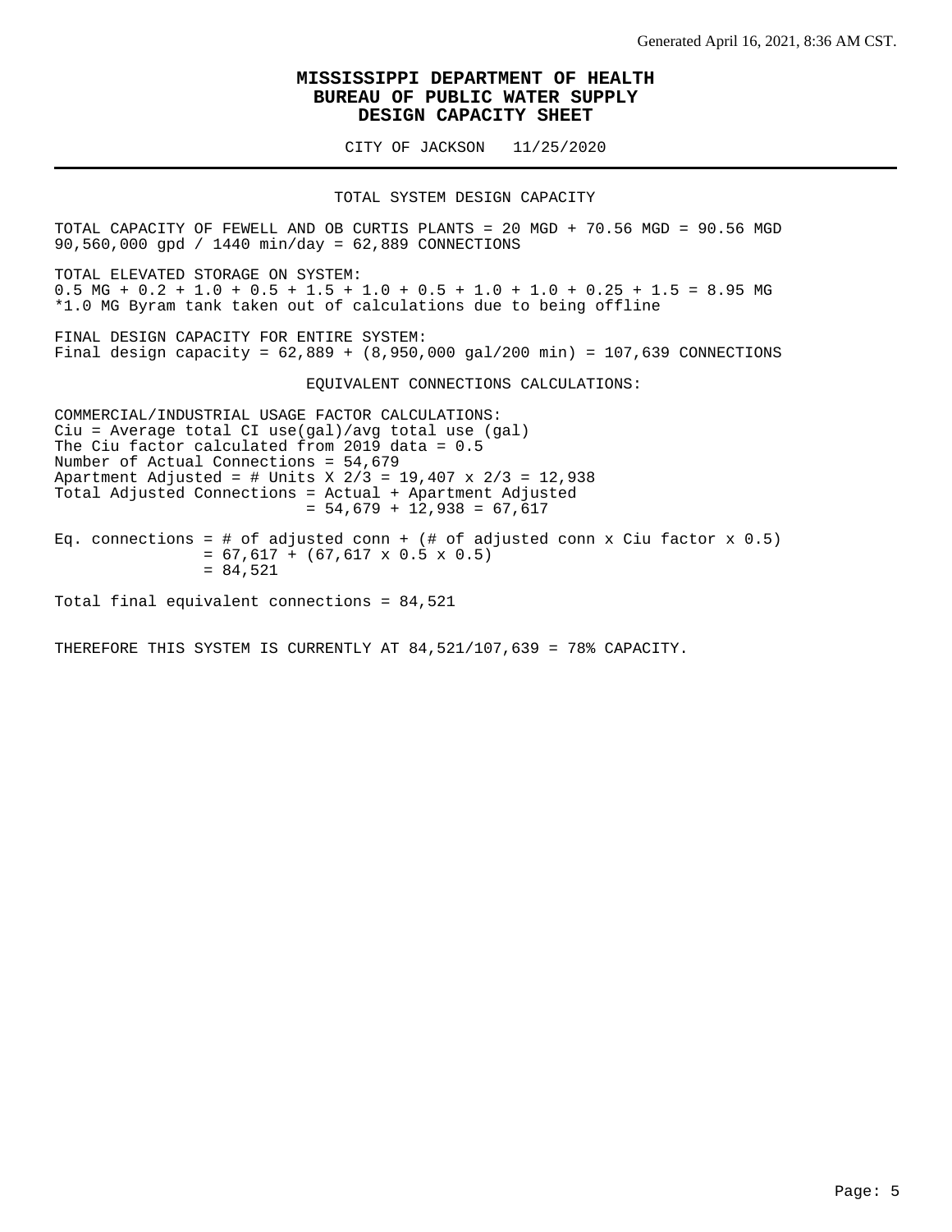# MISSISSIPPI DEPARTMENT OF HEALTH
## BUREAU OF PUBLIC WATER SUPPLY
## DESIGN CAPACITY SHEET

CITY OF JACKSON 11/25/2020

---

### TOTAL SYSTEM DESIGN CAPACITY

TOTAL CAPACITY OF FEWELL AND OB CURTIS PLANTS = 20 MGD + 70.56 MGD = 90.56 MGD
90,560,000 gpd / 1440 min/day = 62,889 CONNECTIONS

TOTAL ELEVATED STORAGE ON SYSTEM:
0.5 MG + 0.2 + 1.0 + 0.5 + 1.5 + 1.0 + 0.5 + 1.0 + 1.0 + 0.25 + 1.5 = 8.95 MG
*1.0 MG Byram tank taken out of calculations due to being offline

FINAL DESIGN CAPACITY FOR ENTIRE SYSTEM:
Final design capacity = 62,889 + (8,950,000 gal/200 min) = 107,639 CONNECTIONS

### EQUIVALENT CONNECTIONS CALCULATIONS:

COMMERCIAL/INDUSTRIAL USAGE FACTOR CALCULATIONS:
Ciu = Average total CI use(gal)/avg total use (gal)
The Ciu factor calculated from 2019 data = 0.5
Number of Actual Connections = 54,679
Apartment Adjusted = # Units X 2/3 = 19,407 x 2/3 = 12,938
Total Adjusted Connections = Actual + Apartment Adjusted
= 54,679 + 12,938 = 67,617

Eq. connections = # of adjusted conn + (# of adjusted conn x Ciu factor x 0.5)
= 67,617 + (67,617 x 0.5 x 0.5)
= 84,521

Total final equivalent connections = 84,521

THEREFORE THIS SYSTEM IS CURRENTLY AT 84,521/107,639 = 78% CAPACITY.